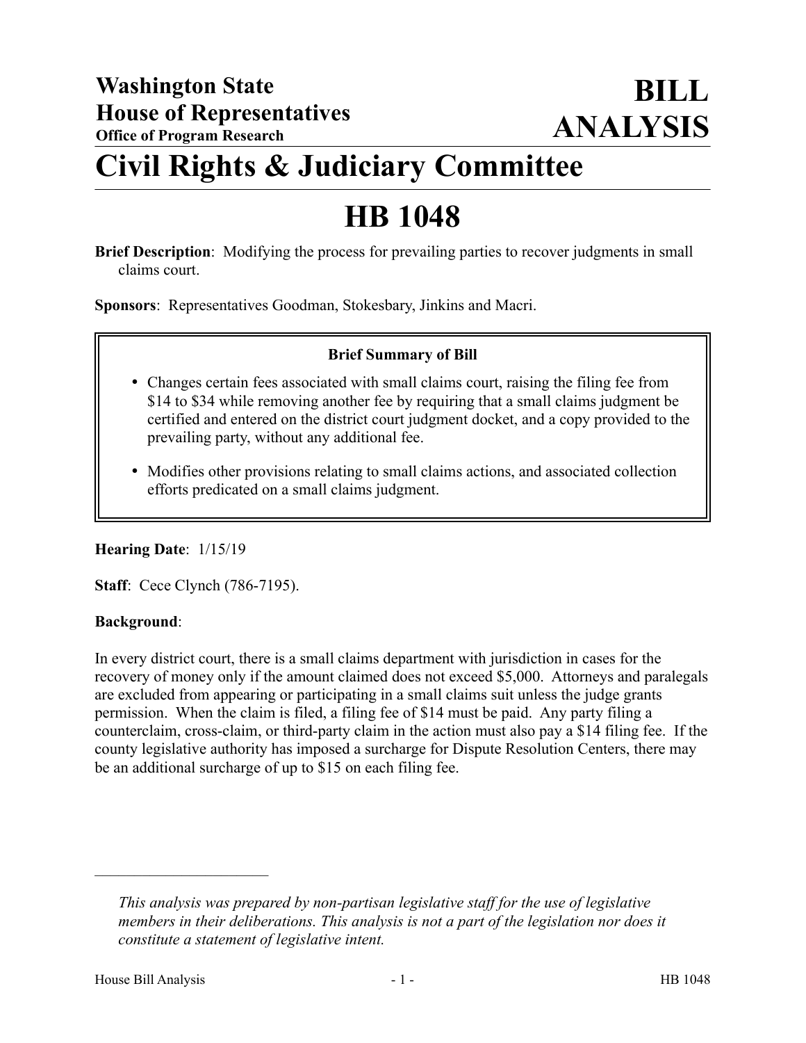# Washington State House of Representatives

**Office of Program Research**

# BILL ANALYSIS

# Civil Rights & Judiciary Committee

# HB 1048

**Brief Description**: Modifying the process for prevailing parties to recover judgments in small claims court.

**Sponsors**: Representatives Goodman, Stokesbary, Jinkins and Macri.

**Brief Summary of Bill**

- Changes certain fees associated with small claims court, raising the filing fee from $14 to $34 while removing another fee by requiring that a small claims judgment be certified and entered on the district court judgment docket, and a copy provided to the prevailing party, without any additional fee.
- Modifies other provisions relating to small claims actions, and associated collection efforts predicated on a small claims judgment.

**Hearing Date**: 1/15/19

**Staff**: Cece Clynch (786-7195).

**Background**:

In every district court, there is a small claims department with jurisdiction in cases for the recovery of money only if the amount claimed does not exceed $5,000. Attorneys and paralegals are excluded from appearing or participating in a small claims suit unless the judge grants permission. When the claim is filed, a filing fee of $14 must be paid. Any party filing a counterclaim, cross-claim, or third-party claim in the action must also pay a $14 filing fee. If the county legislative authority has imposed a surcharge for Dispute Resolution Centers, there may be an additional surcharge of up to $15 on each filing fee.

---

*This analysis was prepared by non-partisan legislative staff for the use of legislative members in their deliberations. This analysis is not a part of the legislation nor does it constitute a statement of legislative intent.*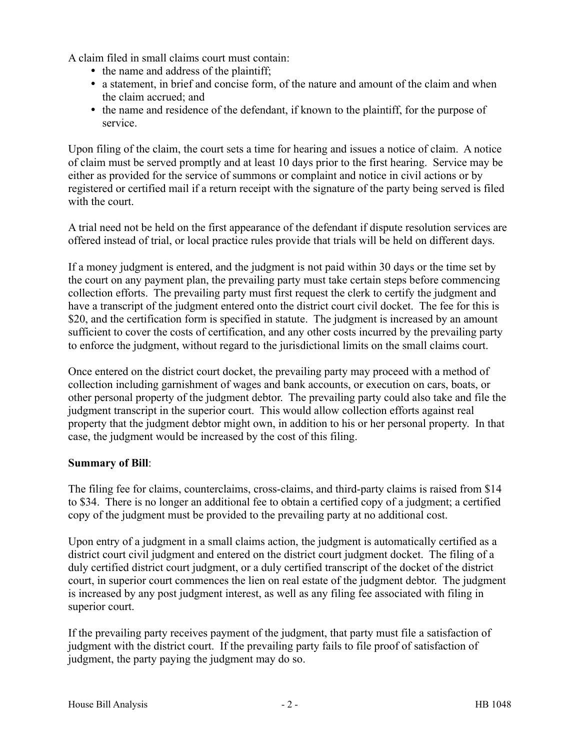A claim filed in small claims court must contain:

- the name and address of the plaintiff;
- a statement, in brief and concise form, of the nature and amount of the claim and when the claim accrued; and
- the name and residence of the defendant, if known to the plaintiff, for the purpose of service.

Upon filing of the claim, the court sets a time for hearing and issues a notice of claim. A notice of claim must be served promptly and at least 10 days prior to the first hearing. Service may be either as provided for the service of summons or complaint and notice in civil actions or by registered or certified mail if a return receipt with the signature of the party being served is filed with the court.

A trial need not be held on the first appearance of the defendant if dispute resolution services are offered instead of trial, or local practice rules provide that trials will be held on different days.

If a money judgment is entered, and the judgment is not paid within 30 days or the time set by the court on any payment plan, the prevailing party must take certain steps before commencing collection efforts. The prevailing party must first request the clerk to certify the judgment and have a transcript of the judgment entered onto the district court civil docket. The fee for this is $20, and the certification form is specified in statute. The judgment is increased by an amount sufficient to cover the costs of certification, and any other costs incurred by the prevailing party to enforce the judgment, without regard to the jurisdictional limits on the small claims court.

Once entered on the district court docket, the prevailing party may proceed with a method of collection including garnishment of wages and bank accounts, or execution on cars, boats, or other personal property of the judgment debtor. The prevailing party could also take and file the judgment transcript in the superior court. This would allow collection efforts against real property that the judgment debtor might own, in addition to his or her personal property. In that case, the judgment would be increased by the cost of this filing.

**Summary of Bill**:

The filing fee for claims, counterclaims, cross-claims, and third-party claims is raised from $14 to $34. There is no longer an additional fee to obtain a certified copy of a judgment; a certified copy of the judgment must be provided to the prevailing party at no additional cost.

Upon entry of a judgment in a small claims action, the judgment is automatically certified as a district court civil judgment and entered on the district court judgment docket. The filing of a duly certified district court judgment, or a duly certified transcript of the docket of the district court, in superior court commences the lien on real estate of the judgment debtor. The judgment is increased by any post judgment interest, as well as any filing fee associated with filing in superior court.

If the prevailing party receives payment of the judgment, that party must file a satisfaction of judgment with the district court. If the prevailing party fails to file proof of satisfaction of judgment, the party paying the judgment may do so.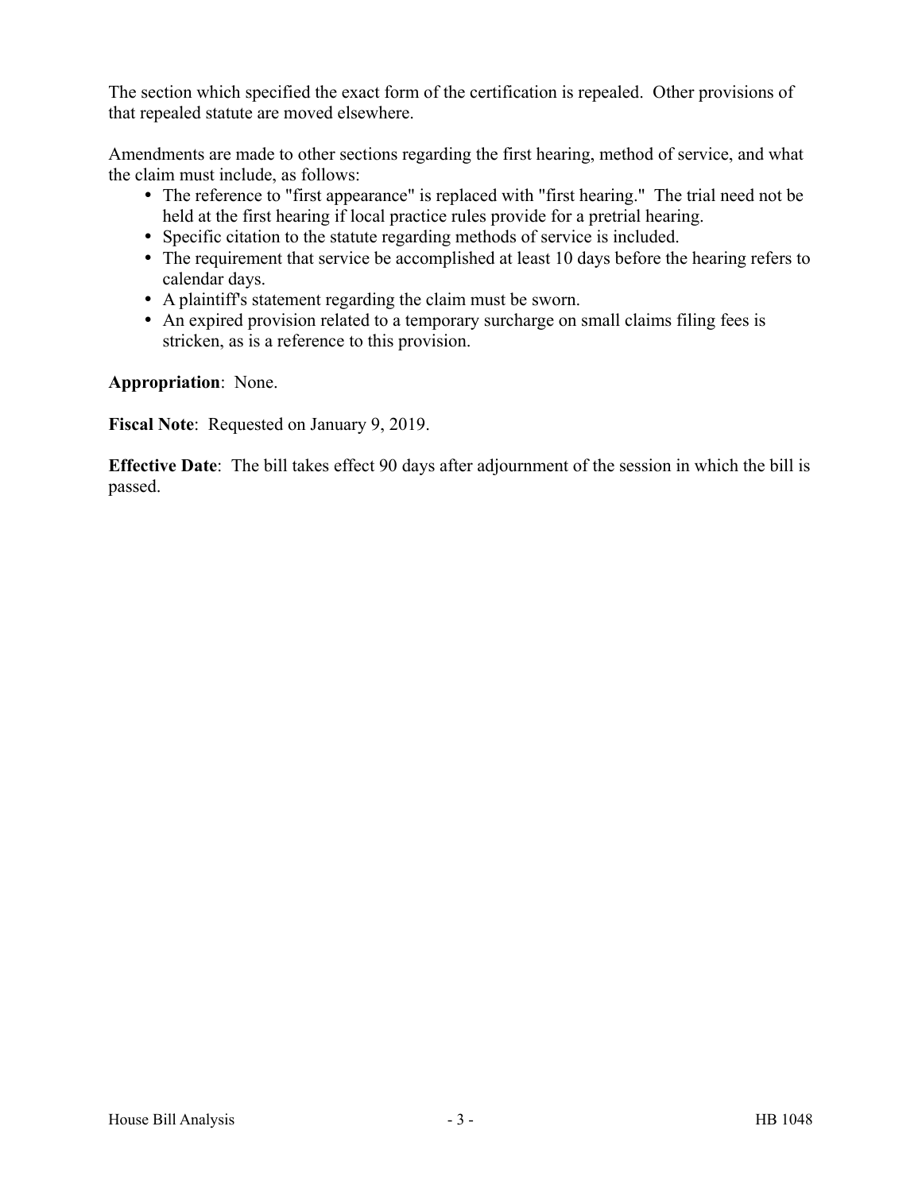The section which specified the exact form of the certification is repealed. Other provisions of that repealed statute are moved elsewhere.

Amendments are made to other sections regarding the first hearing, method of service, and what the claim must include, as follows:

- The reference to "first appearance" is replaced with "first hearing." The trial need not be held at the first hearing if local practice rules provide for a pretrial hearing.
- Specific citation to the statute regarding methods of service is included.
- The requirement that service be accomplished at least 10 days before the hearing refers to calendar days.
- A plaintiff's statement regarding the claim must be sworn.
- An expired provision related to a temporary surcharge on small claims filing fees is stricken, as is a reference to this provision.

**Appropriation**: None.

**Fiscal Note**: Requested on January 9, 2019.

**Effective Date**: The bill takes effect 90 days after adjournment of the session in which the bill is passed.